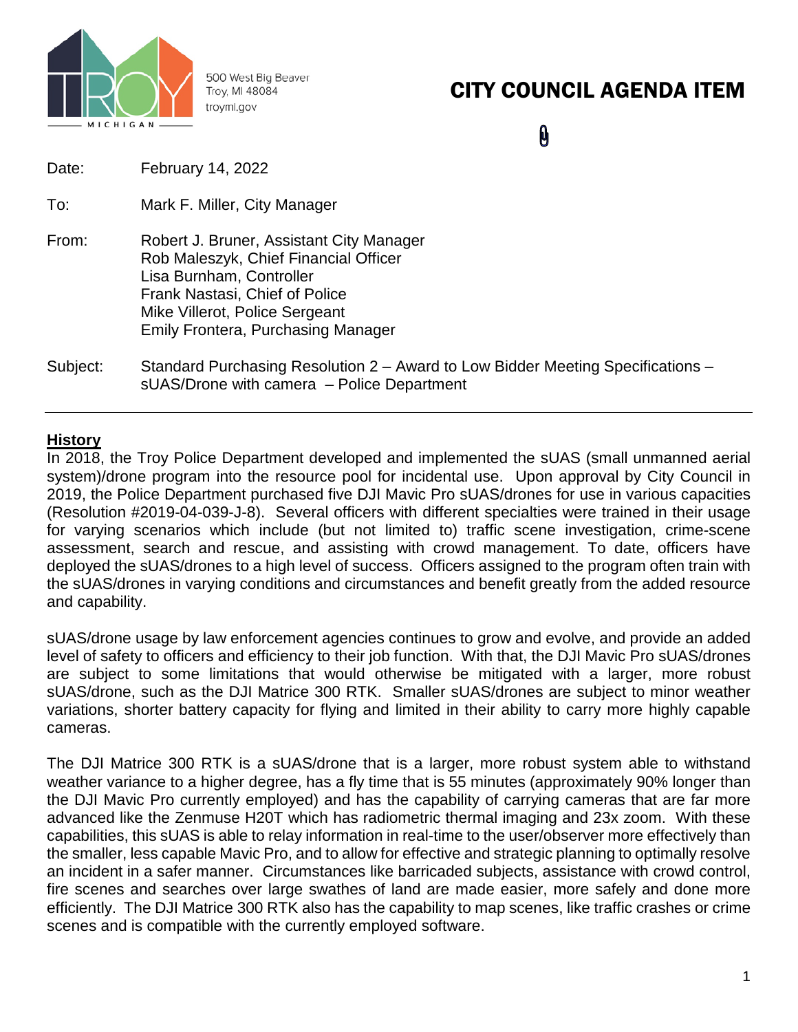500 West Big Beaver
Troy, MI 48084
troymi.gov

# CITY COUNCIL AGENDA ITEM

Date: February 14, 2022

To: Mark F. Miller, City Manager

From: Robert J. Bruner, Assistant City Manager
Rob Maleszyk, Chief Financial Officer
Lisa Burnham, Controller
Frank Nastasi, Chief of Police
Mike Villerot, Police Sergeant
Emily Frontera, Purchasing Manager

Subject: Standard Purchasing Resolution 2 – Award to Low Bidder Meeting Specifications – sUAS/Drone with camera – Police Department

---

## History

In 2018, the Troy Police Department developed and implemented the sUAS (small unmanned aerial system)/drone program into the resource pool for incidental use. Upon approval by City Council in 2019, the Police Department purchased five DJI Mavic Pro sUAS/drones for use in various capacities (Resolution #2019-04-039-J-8). Several officers with different specialties were trained in their usage for varying scenarios which include (but not limited to) traffic scene investigation, crime-scene assessment, search and rescue, and assisting with crowd management. To date, officers have deployed the sUAS/drones to a high level of success. Officers assigned to the program often train with the sUAS/drones in varying conditions and circumstances and benefit greatly from the added resource and capability.

sUAS/drone usage by law enforcement agencies continues to grow and evolve, and provide an added level of safety to officers and efficiency to their job function. With that, the DJI Mavic Pro sUAS/drones are subject to some limitations that would otherwise be mitigated with a larger, more robust sUAS/drone, such as the DJI Matrice 300 RTK. Smaller sUAS/drones are subject to minor weather variations, shorter battery capacity for flying and limited in their ability to carry more highly capable cameras.

The DJI Matrice 300 RTK is a sUAS/drone that is a larger, more robust system able to withstand weather variance to a higher degree, has a fly time that is 55 minutes (approximately 90% longer than the DJI Mavic Pro currently employed) and has the capability of carrying cameras that are far more advanced like the Zenmuse H20T which has radiometric thermal imaging and 23x zoom. With these capabilities, this sUAS is able to relay information in real-time to the user/observer more effectively than the smaller, less capable Mavic Pro, and to allow for effective and strategic planning to optimally resolve an incident in a safer manner. Circumstances like barricaded subjects, assistance with crowd control, fire scenes and searches over large swathes of land are made easier, more safely and done more efficiently. The DJI Matrice 300 RTK also has the capability to map scenes, like traffic crashes or crime scenes and is compatible with the currently employed software.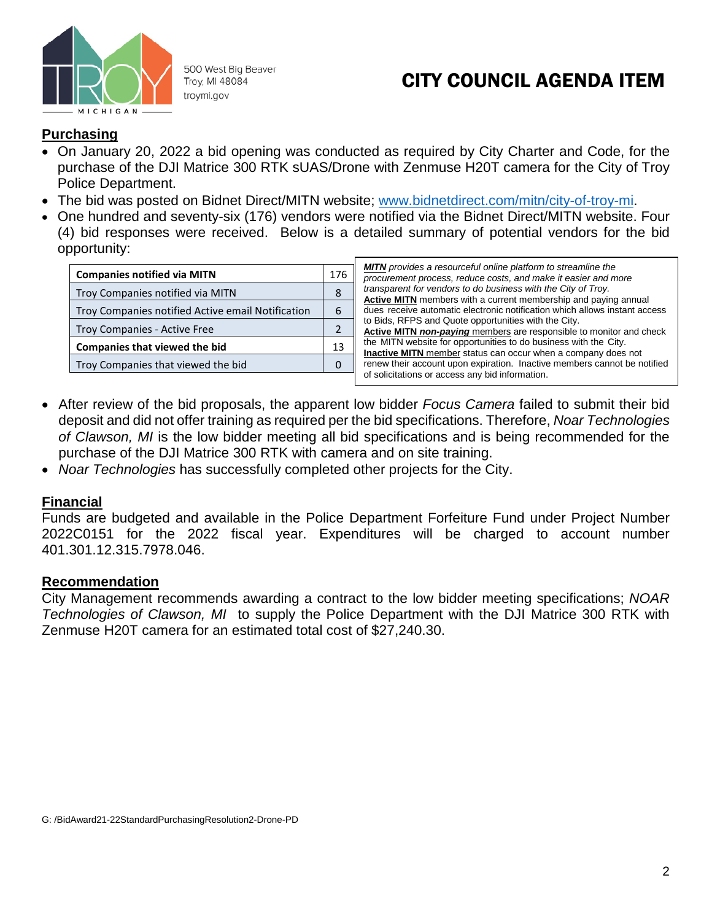500 West Big Beaver
Troy, MI 48084
troymi.gov

# CITY COUNCIL AGENDA ITEM

## Purchasing

- On January 20, 2022 a bid opening was conducted as required by City Charter and Code, for the purchase of the DJI Matrice 300 RTK sUAS/Drone with Zenmuse H20T camera for the City of Troy Police Department.
- The bid was posted on Bidnet Direct/MITN website; [www.bidnetdirect.com/mitn/city-of-troy-mi](http://www.bidnetdirect.com/mitn/city-of-troy-mi).
- One hundred and seventy-six (176) vendors were notified via the Bidnet Direct/MITN website. Four (4) bid responses were received. Below is a detailed summary of potential vendors for the bid opportunity:

| **Companies notified via MITN** | 176 |
|---|---|
| Troy Companies notified via MITN | 8 |
| Troy Companies notified Active email Notification | 6 |
| Troy Companies - Active Free | 2 |
| **Companies that viewed the bid** | 13 |
| Troy Companies that viewed the bid | 0 |

***MITN*** *provides a resourceful online platform to streamline the procurement process, reduce costs, and make it easier and more transparent for vendors to do business with the City of Troy.*
**Active MITN** members with a current membership and paying annual dues receive automatic electronic notification which allows instant access to Bids, RFPS and Quote opportunities with the City.
**Active MITN *non-paying*** members are responsible to monitor and check the MITN website for opportunities to do business with the City.
**Inactive MITN** member status can occur when a company does not renew their account upon expiration. Inactive members cannot be notified of solicitations or access any bid information.

- After review of the bid proposals, the apparent low bidder *Focus Camera* failed to submit their bid deposit and did not offer training as required per the bid specifications. Therefore, *Noar Technologies of Clawson, MI* is the low bidder meeting all bid specifications and is being recommended for the purchase of the DJI Matrice 300 RTK with camera and on site training.
- *Noar Technologies* has successfully completed other projects for the City.

## Financial

Funds are budgeted and available in the Police Department Forfeiture Fund under Project Number 2022C0151 for the 2022 fiscal year. Expenditures will be charged to account number 401.301.12.315.7978.046.

## Recommendation

City Management recommends awarding a contract to the low bidder meeting specifications; *NOAR Technologies of Clawson, MI* to supply the Police Department with the DJI Matrice 300 RTK with Zenmuse H20T camera for an estimated total cost of $27,240.30.

G: /BidAward21-22StandardPurchasingResolution2-Drone-PD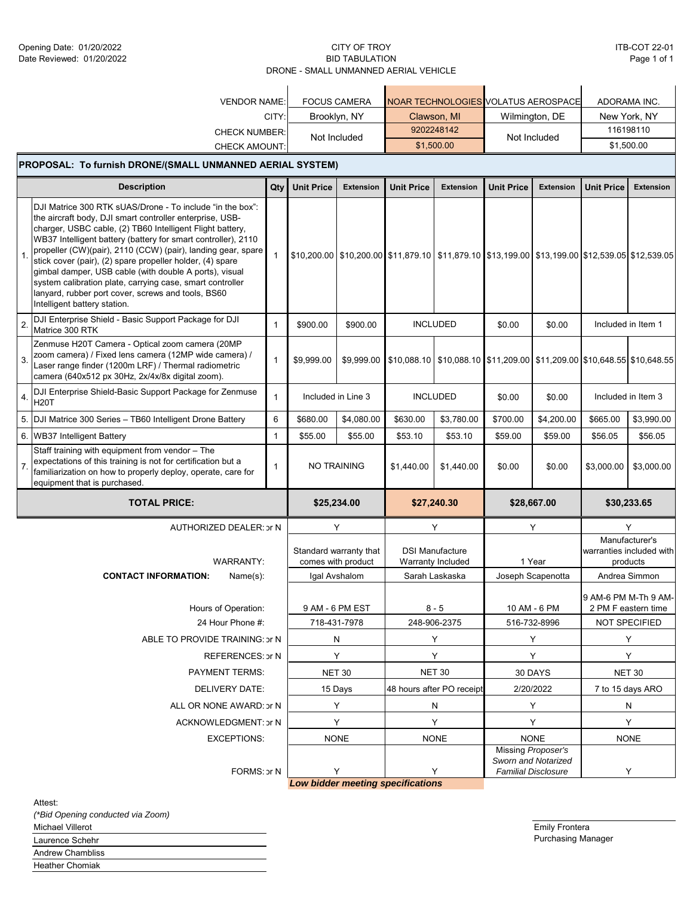Opening Date: 01/20/2022
Date Reviewed: 01/20/2022

CITY OF TROY
BID TABULATION
DRONE - SMALL UNMANNED AERIAL VEHICLE

ITB-COT 22-01

| | | | | | | | | | | |
|---|---|---|---|---|---|---|---|---|---|---|
| | VENDOR NAME: | | FOCUS CAMERA | | NOAR TECHNOLOGIES | | VOLATUS AEROSPACE | | ADORAMA INC. | |
| | CITY: | | Brooklyn, NY | | Clawson, MI | | Wilmington, DE | | New York, NY | |
| | CHECK NUMBER: | | Not Included | | 9202248142 | | Not Included | | 116198110 | |
| | CHECK AMOUNT: | | | | $1,500.00 | | | | $1,500.00 | |

**PROPOSAL: To furnish DRONE/(SMALL UNMANNED AERIAL SYSTEM)**

| | Description | Qty | Unit Price | Extension | Unit Price | Extension | Unit Price | Extension | Unit Price | Extension |
|---|---|---|---|---|---|---|---|---|---|---|
| 1. | DJI Matrice 300 RTK sUAS/Drone - To include "in the box": the aircraft body, DJI smart controller enterprise, USB-charger, USBC cable, (2) TB60 Intelligent Flight battery, WB37 Intelligent battery (battery for smart controller), 2110 propeller (CW)(pair), 2110 (CCW) (pair), landing gear, spare stick cover (pair), (2) spare propeller holder, (4) spare gimbal damper, USB cable (with double A ports), visual system calibration plate, carrying case, smart controller lanyard, rubber port cover, screws and tools, BS60 Intelligent battery station. | 1 | $10,200.00 | $10,200.00 | $11,879.10 | $11,879.10 | $13,199.00 | $13,199.00 | $12,539.05 | $12,539.05 |
| 2. | DJI Enterprise Shield - Basic Support Package for DJI Matrice 300 RTK | 1 | $900.00 | $900.00 | INCLUDED | | $0.00 | $0.00 | Included in Item 1 | |
| 3. | Zenmuse H20T Camera - Optical zoom camera (20MP zoom camera) / Fixed lens camera (12MP wide camera) / Laser range finder (1200m LRF) / Thermal radiometric camera (640x512 px 30Hz, 2x/4x/8x digital zoom). | 1 | $9,999.00 | $9,999.00 | $10,088.10 | $10,088.10 | $11,209.00 | $11,209.00 | $10,648.55 | $10,648.55 |
| 4. | DJI Enterprise Shield-Basic Support Package for Zenmuse H20T | 1 | Included in Line 3 | | INCLUDED | | $0.00 | $0.00 | Included in Item 3 | |
| 5. | DJI Matrice 300 Series – TB60 Intelligent Drone Battery | 6 | $680.00 | $4,080.00 | $630.00 | $3,780.00 | $700.00 | $4,200.00 | $665.00 | $3,990.00 |
| 6. | WB37 Intelligent Battery | 1 | $55.00 | $55.00 | $53.10 | $53.10 | $59.00 | $59.00 | $56.05 | $56.05 |
| 7. | Staff training with equipment from vendor – The expectations of this training is not for certification but a familiarization on how to properly deploy, operate, care for equipment that is purchased. | 1 | NO TRAINING | | $1,440.00 | $1,440.00 | $0.00 | $0.00 | $3,000.00 | $3,000.00 |
| | **TOTAL PRICE:** | | **$25,234.00** | | **$27,240.30** | | **$28,667.00** | | **$30,233.65** | |

| | FOCUS CAMERA | NOAR TECHNOLOGIES | VOLATUS AEROSPACE | ADORAMA INC. |
|---|---|---|---|---|
| AUTHORIZED DEALER: Y or N | Y | Y | Y | Y |
| WARRANTY: | Standard warranty that comes with product | DSI Manufacture Warranty Included | 1 Year | Manufacturer's warranties included with products |
| **CONTACT INFORMATION:** Name(s): | Igal Avshalom | Sarah Laskaska | Joseph Scapenotta | Andrea Simmon |
| Hours of Operation: | 9 AM - 6 PM EST | 8 - 5 | 10 AM - 6 PM | 9 AM-6 PM M-Th 9 AM-2 PM F eastern time |
| 24 Hour Phone #: | 718-431-7978 | 248-906-2375 | 516-732-8996 | NOT SPECIFIED |
| ABLE TO PROVIDE TRAINING: Y or N | N | Y | Y | Y |
| REFERENCES: Y or N | Y | Y | Y | Y |
| PAYMENT TERMS: | NET 30 | NET 30 | 30 DAYS | NET 30 |
| DELIVERY DATE: | 15 Days | 48 hours after PO receipt | 2/20/2022 | 7 to 15 days ARO |
| ALL OR NONE AWARD: Y or N | Y | N | Y | N |
| ACKNOWLEDGMENT: Y or N | Y | Y | Y | Y |
| EXCEPTIONS: | NONE | NONE | NONE | NONE |
| FORMS: Y or N | Y | Y | Missing *Proposer's Sworn and Notarized Familial Disclosure* | Y |

***Low bidder meeting specifications***

Attest:
*(\*Bid Opening conducted via Zoom)*
Michael Villerot
Laurence Schehr
Andrew Chambliss
Heather Chomiak

Emily Frontera
Purchasing Manager